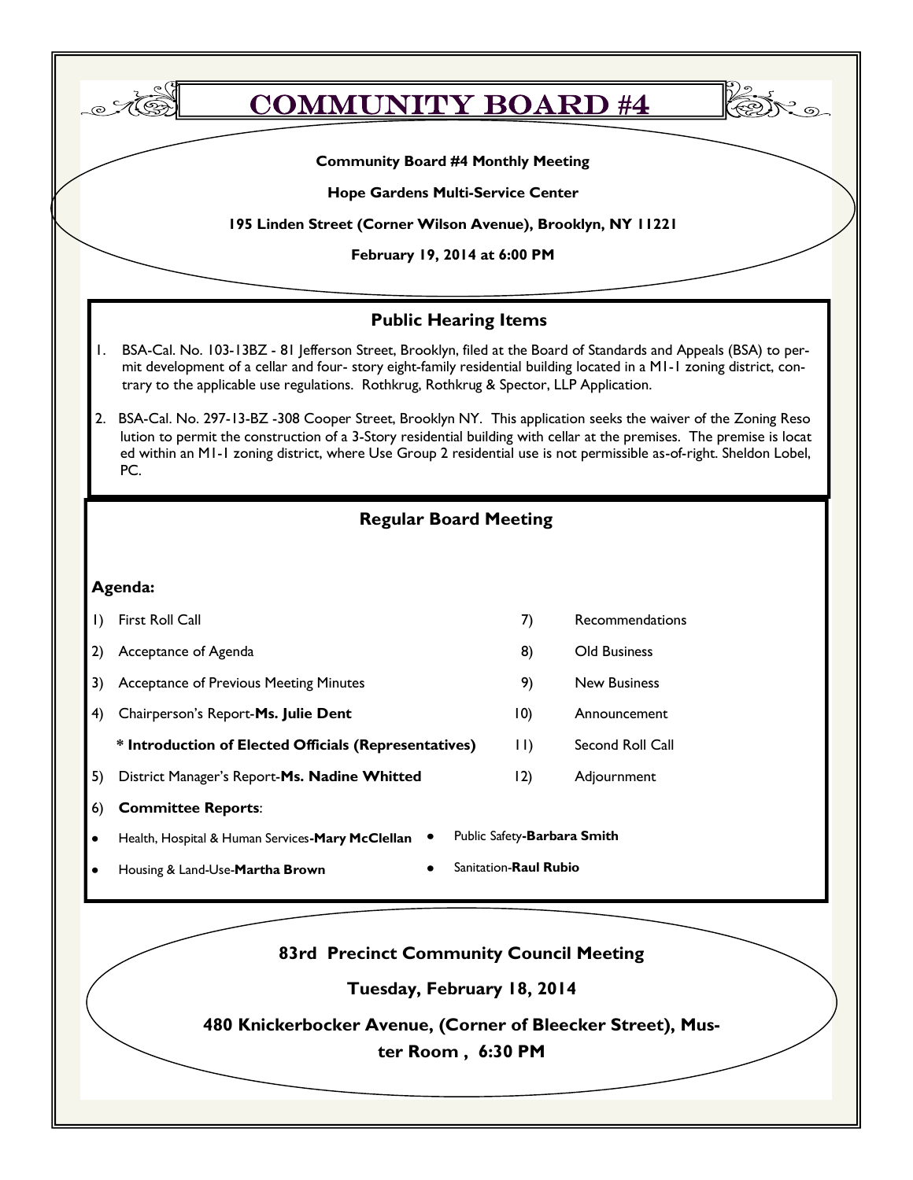# COMMUNITY BOARD #4

**Community Board #4 Monthly Meeting**

**Hope Gardens Multi-Service Center**

**195 Linden Street (Corner Wilson Avenue), Brooklyn, NY 11221**

**February 19, 2014 at 6:00 PM**

## Public Hearing Items

1. BSA-Cal. No. 103-13BZ - 81 Jefferson Street, Brooklyn, filed at the Board of Standards and Appeals (BSA) to permit development of a cellar and four- story eight-family residential building located in a M1-1 zoning district, contrary to the applicable use regulations. Rothkrug, Rothkrug & Spector, LLP Application.
2. BSA-Cal. No. 297-13-BZ -308 Cooper Street, Brooklyn NY. This application seeks the waiver of the Zoning Resolution to permit the construction of a 3-Story residential building with cellar at the premises. The premise is located within an M1-1 zoning district, where Use Group 2 residential use is not permissible as-of-right. Sheldon Lobel, PC.

## Regular Board Meeting

**Agenda:**

1) First Roll Call
2) Acceptance of Agenda
3) Acceptance of Previous Meeting Minutes
4) Chairperson's Report-**Ms. Julie Dent**
   **\* Introduction of Elected Officials (Representatives)**
5) District Manager's Report-**Ms. Nadine Whitted**
6) **Committee Reports**:
   - Health, Hospital & Human Services-**Mary McClellan**
   - Housing & Land-Use-**Martha Brown**
   - Public Safety-**Barbara Smith**
   - Sanitation-**Raul Rubio**
7) Recommendations
8) Old Business
9) New Business
10) Announcement
11) Second Roll Call
12) Adjournment

**83rd Precinct Community Council Meeting**

**Tuesday, February 18, 2014**

**480 Knickerbocker Avenue, (Corner of Bleecker Street), Muster Room , 6:30 PM**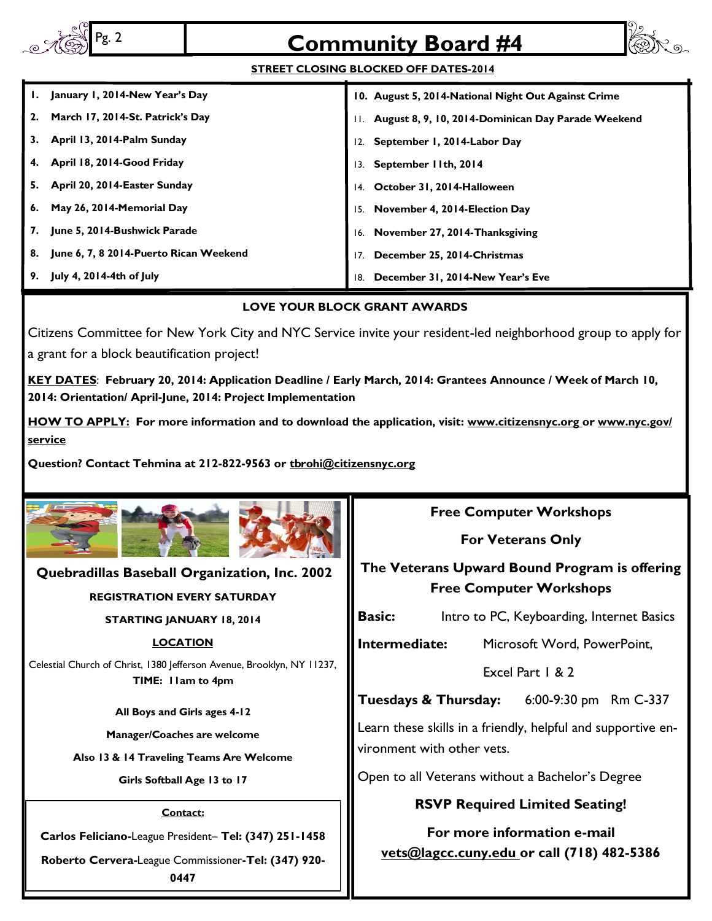# Community Board #4

**STREET CLOSING BLOCKED OFF DATES-2014**

1. **January 1, 2014-New Year's Day**
2. **March 17, 2014-St. Patrick's Day**
3. **April 13, 2014-Palm Sunday**
4. **April 18, 2014-Good Friday**
5. **April 20, 2014-Easter Sunday**
6. **May 26, 2014-Memorial Day**
7. **June 5, 2014-Bushwick Parade**
8. **June 6, 7, 8 2014-Puerto Rican Weekend**
9. **July 4, 2014-4th of July**
10. **August 5, 2014-National Night Out Against Crime**
11. **August 8, 9, 10, 2014-Dominican Day Parade Weekend**
12. **September 1, 2014-Labor Day**
13. **September 11th, 2014**
14. **October 31, 2014-Halloween**
15. **November 4, 2014-Election Day**
16. **November 27, 2014-Thanksgiving**
17. **December 25, 2014-Christmas**
18. **December 31, 2014-New Year's Eve**

## LOVE YOUR BLOCK GRANT AWARDS

Citizens Committee for New York City and NYC Service invite your resident-led neighborhood group to apply for a grant for a block beautification project!

**KEY DATES**: **February 20, 2014: Application Deadline / Early March, 2014: Grantees Announce / Week of March 10, 2014: Orientation/ April-June, 2014: Project Implementation**

**HOW TO APPLY: For more information and to download the application, visit: www.citizensnyc.org or www.nyc.gov/service**

**Question? Contact Tehmina at 212-822-9563 or tbrohi@citizensnyc.org**

## Quebradillas Baseball Organization, Inc. 2002

**REGISTRATION EVERY SATURDAY**

**STARTING JANUARY 18, 2014**

**LOCATION**

Celestial Church of Christ, 1380 Jefferson Avenue, Brooklyn, NY 11237,
**TIME: 11am to 4pm**

**All Boys and Girls ages 4-12**

**Manager/Coaches are welcome**

**Also 13 & 14 Traveling Teams Are Welcome**

**Girls Softball Age 13 to 17**

**Contact:**

**Carlos Feliciano**-League President– **Tel: (347) 251-1458**

**Roberto Cervera**-League Commissioner-**Tel: (347) 920-0447**

## Free Computer Workshops

## For Veterans Only

**The Veterans Upward Bound Program is offering Free Computer Workshops**

**Basic:** Intro to PC, Keyboarding, Internet Basics

**Intermediate:** Microsoft Word, PowerPoint, Excel Part 1 & 2

**Tuesdays & Thursday:** 6:00-9:30 pm Rm C-337

Learn these skills in a friendly, helpful and supportive environment with other vets.

Open to all Veterans without a Bachelor's Degree

**RSVP Required Limited Seating!**

**For more information e-mail vets@lagcc.cuny.edu or call (718) 482-5386**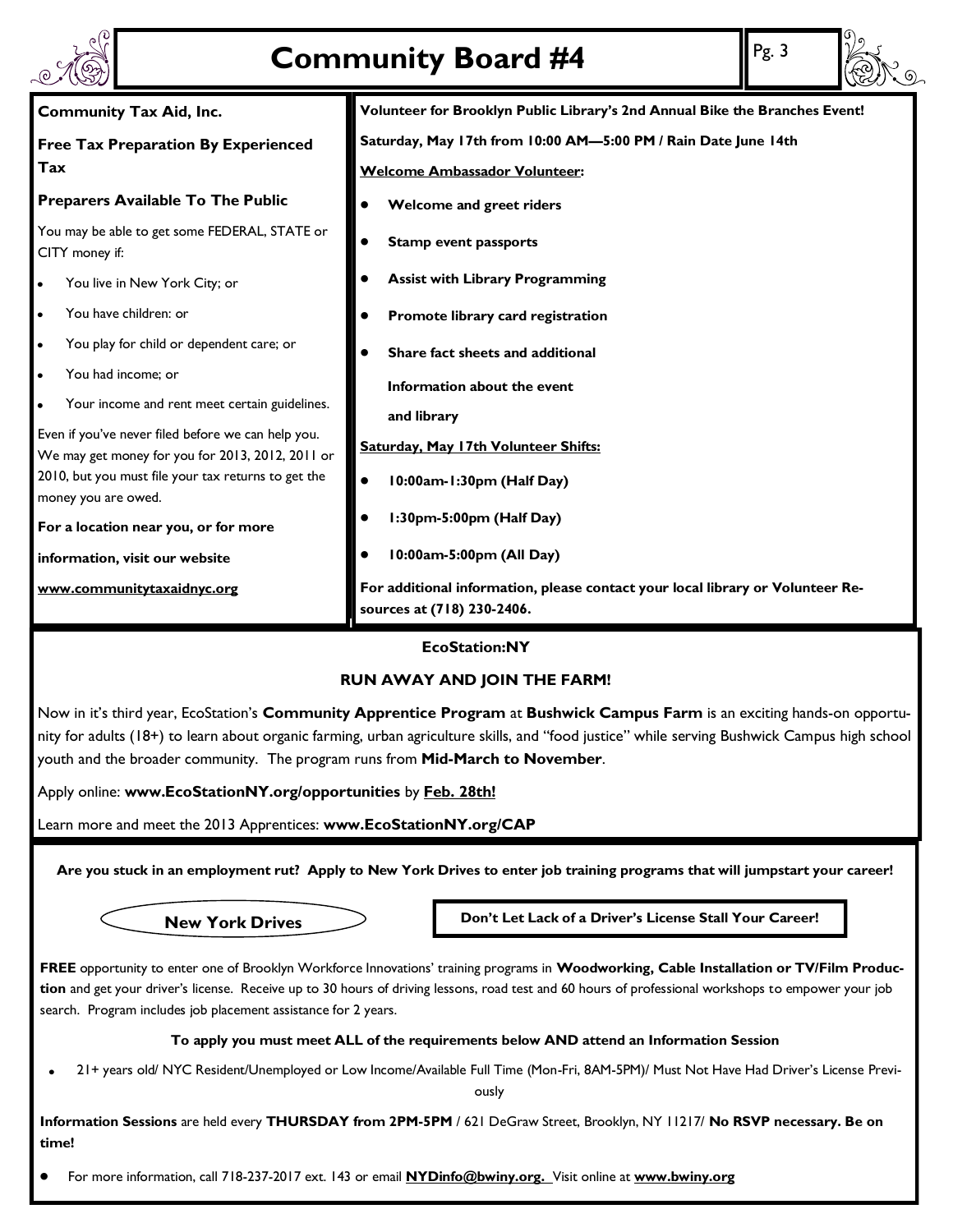# Community Board #4

**Community Tax Aid, Inc.**

**Free Tax Preparation By Experienced Tax**

**Preparers Available To The Public**

You may be able to get some FEDERAL, STATE or CITY money if:

- You live in New York City; or
- You have children: or
- You play for child or dependent care; or
- You had income; or
- Your income and rent meet certain guidelines.

Even if you've never filed before we can help you. We may get money for you for 2013, 2012, 2011 or 2010, but you must file your tax returns to get the money you are owed.

**For a location near you, or for more information, visit our website**

**www.communitytaxaidnyc.org**

**Volunteer for Brooklyn Public Library's 2nd Annual Bike the Branches Event!**

**Saturday, May 17th from 10:00 AM—5:00 PM / Rain Date June 14th**

**Welcome Ambassador Volunteer:**

- **Welcome and greet riders**
- **Stamp event passports**
- **Assist with Library Programming**
- **Promote library card registration**
- **Share fact sheets and additional Information about the event and library**

**Saturday, May 17th Volunteer Shifts:**

- **10:00am-1:30pm (Half Day)**
- **1:30pm-5:00pm (Half Day)**
- **10:00am-5:00pm (All Day)**

**For additional information, please contact your local library or Volunteer Resources at (718) 230-2406.**

**EcoStation:NY**

**RUN AWAY AND JOIN THE FARM!**

Now in it's third year, EcoStation's **Community Apprentice Program** at **Bushwick Campus Farm** is an exciting hands-on opportunity for adults (18+) to learn about organic farming, urban agriculture skills, and "food justice" while serving Bushwick Campus high school youth and the broader community. The program runs from **Mid-March to November**.

Apply online: **www.EcoStationNY.org/opportunities** by **Feb. 28th!**

Learn more and meet the 2013 Apprentices: **www.EcoStationNY.org/CAP**

**Are you stuck in an employment rut? Apply to New York Drives to enter job training programs that will jumpstart your career!**

**New York Drives**

**Don't Let Lack of a Driver's License Stall Your Career!**

**FREE** opportunity to enter one of Brooklyn Workforce Innovations' training programs in **Woodworking, Cable Installation or TV/Film Production** and get your driver's license. Receive up to 30 hours of driving lessons, road test and 60 hours of professional workshops to empower your job search. Program includes job placement assistance for 2 years.

**To apply you must meet ALL of the requirements below AND attend an Information Session**

- 21+ years old/ NYC Resident/Unemployed or Low Income/Available Full Time (Mon-Fri, 8AM-5PM)/ Must Not Have Had Driver's License Previously

**Information Sessions** are held every **THURSDAY from 2PM-5PM** / 621 DeGraw Street, Brooklyn, NY 11217/ **No RSVP necessary. Be on time!**

- For more information, call 718-237-2017 ext. 143 or email **NYDinfo@bwiny.org.** Visit online at **www.bwiny.org**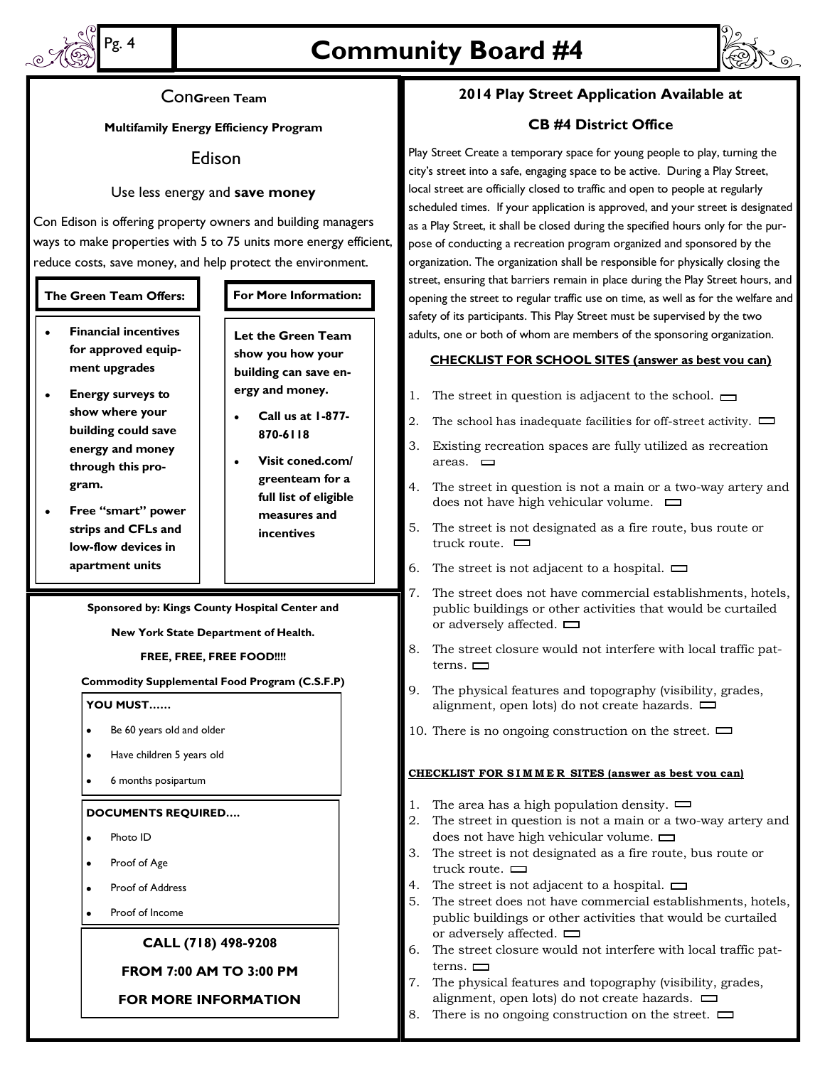# Community Board #4

## ConGreen Team

**Multifamily Energy Efficiency Program**

Edison

Use less energy and **save money**

Con Edison is offering property owners and building managers ways to make properties with 5 to 75 units more energy efficient, reduce costs, save money, and help protect the environment.

**The Green Team Offers:**

- **Financial incentives for approved equipment upgrades**
- **Energy surveys to show where your building could save energy and money through this program.**
- **Free "smart" power strips and CFLs and low-flow devices in apartment units**

**For More Information:**

**Let the Green Team show you how your building can save energy and money.**

- **Call us at 1-877-870-6118**
- **Visit coned.com/greenteam for a full list of eligible measures and incentives**

---

**Sponsored by: Kings County Hospital Center and**

**New York State Department of Health.**

**FREE, FREE, FREE FOOD!!!!**

**Commodity Supplemental Food Program (C.S.F.P)**

**YOU MUST……**

- Be 60 years old and older
- Have children 5 years old
- 6 months posipartum

**DOCUMENTS REQUIRED….**

- Photo ID
- Proof of Age
- Proof of Address
- Proof of Income

**CALL (718) 498-9208**

**FROM 7:00 AM TO 3:00 PM**

**FOR MORE INFORMATION**

---

## 2014 Play Street Application Available at CB #4 District Office

Play Street Create a temporary space for young people to play, turning the city's street into a safe, engaging space to be active. During a Play Street, local street are officially closed to traffic and open to people at regularly scheduled times. If your application is approved, and your street is designated as a Play Street, it shall be closed during the specified hours only for the purpose of conducting a recreation program organized and sponsored by the organization. The organization shall be responsible for physically closing the street, ensuring that barriers remain in place during the Play Street hours, and opening the street to regular traffic use on time, as well as for the welfare and safety of its participants. This Play Street must be supervised by the two adults, one or both of whom are members of the sponsoring organization.

**CHECKLIST FOR SCHOOL SITES (answer as best you can)**

1. The street in question is adjacent to the school. ☐
2. The school has inadequate facilities for off-street activity. ☐
3. Existing recreation spaces are fully utilized as recreation areas. ☐
4. The street in question is not a main or a two-way artery and does not have high vehicular volume. ☐
5. The street is not designated as a fire route, bus route or truck route. ☐
6. The street is not adjacent to a hospital. ☐
7. The street does not have commercial establishments, hotels, public buildings or other activities that would be curtailed or adversely affected. ☐
8. The street closure would not interfere with local traffic patterns. ☐
9. The physical features and topography (visibility, grades, alignment, open lots) do not create hazards. ☐
10. There is no ongoing construction on the street. ☐

**CHECKLIST FOR S I M M E R SITES (answer as best vou can)**

1. The area has a high population density. ☐
2. The street in question is not a main or a two-way artery and does not have high vehicular volume. ☐
3. The street is not designated as a fire route, bus route or truck route. ☐
4. The street is not adjacent to a hospital. ☐
5. The street does not have commercial establishments, hotels, public buildings or other activities that would be curtailed or adversely affected. ☐
6. The street closure would not interfere with local traffic patterns. ☐
7. The physical features and topography (visibility, grades, alignment, open lots) do not create hazards. ☐
8. There is no ongoing construction on the street. ☐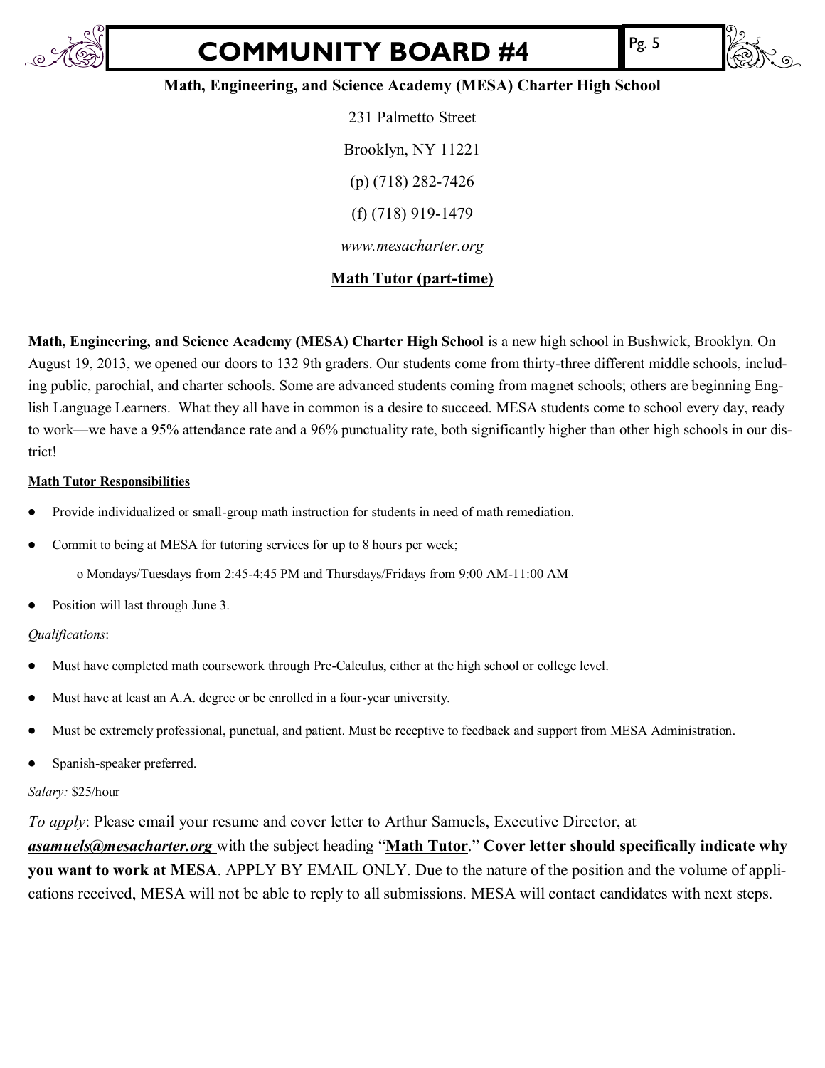**Math, Engineering, and Science Academy (MESA) Charter High School**

231 Palmetto Street

Brooklyn, NY 11221

(p) (718) 282-7426

(f) (718) 919-1479

*www.mesacharter.org*

## Math Tutor (part-time)

**Math, Engineering, and Science Academy (MESA) Charter High School** is a new high school in Bushwick, Brooklyn. On August 19, 2013, we opened our doors to 132 9th graders. Our students come from thirty-three different middle schools, including public, parochial, and charter schools. Some are advanced students coming from magnet schools; others are beginning English Language Learners. What they all have in common is a desire to succeed. MESA students come to school every day, ready to work—we have a 95% attendance rate and a 96% punctuality rate, both significantly higher than other high schools in our district!

**Math Tutor Responsibilities**

- Provide individualized or small-group math instruction for students in need of math remediation.
- Commit to being at MESA for tutoring services for up to 8 hours per week;
  - Mondays/Tuesdays from 2:45-4:45 PM and Thursdays/Fridays from 9:00 AM-11:00 AM
- Position will last through June 3.

*Qualifications*:

- Must have completed math coursework through Pre-Calculus, either at the high school or college level.
- Must have at least an A.A. degree or be enrolled in a four-year university.
- Must be extremely professional, punctual, and patient. Must be receptive to feedback and support from MESA Administration.
- Spanish-speaker preferred.

*Salary:* $25/hour

*To apply*: Please email your resume and cover letter to Arthur Samuels, Executive Director, at ***asamuels@mesacharter.org*** with the subject heading "**Math Tutor**." **Cover letter should specifically indicate why you want to work at MESA**. APPLY BY EMAIL ONLY. Due to the nature of the position and the volume of applications received, MESA will not be able to reply to all submissions. MESA will contact candidates with next steps.